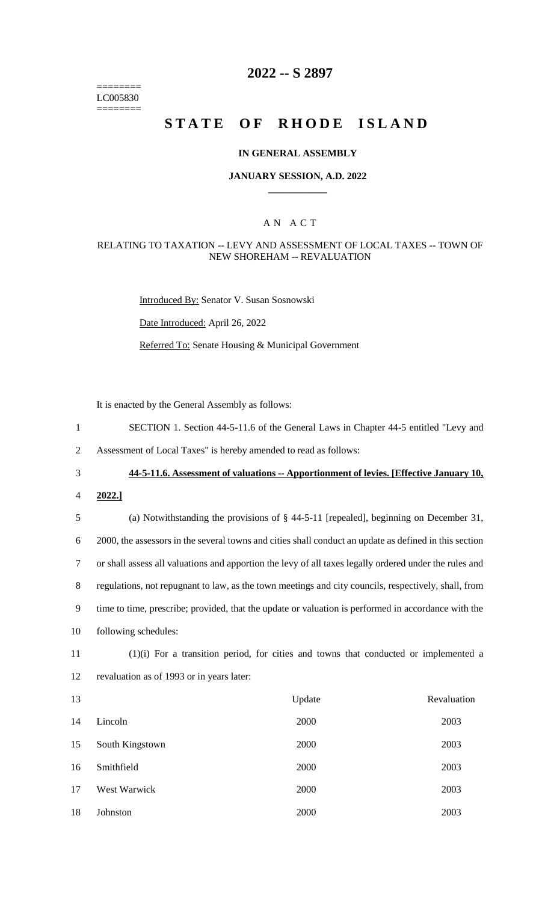========
LC005830
========

# 2022 -- S 2897

# STATE OF RHODE ISLAND

## IN GENERAL ASSEMBLY

### JANUARY SESSION, A.D. 2022

### A N A C T

RELATING TO TAXATION -- LEVY AND ASSESSMENT OF LOCAL TAXES -- TOWN OF NEW SHOREHAM -- REVALUATION

Introduced By: Senator V. Susan Sosnowski

Date Introduced: April 26, 2022

Referred To: Senate Housing & Municipal Government

It is enacted by the General Assembly as follows:

1 SECTION 1. Section 44-5-11.6 of the General Laws in Chapter 44-5 entitled "Levy and
2 Assessment of Local Taxes" is hereby amended to read as follows:

3 **44-5-11.6. Assessment of valuations -- Apportionment of levies. [Effective January 10,**
4 **2022.]**

5 (a) Notwithstanding the provisions of § 44-5-11 [repealed], beginning on December 31,
6 2000, the assessors in the several towns and cities shall conduct an update as defined in this section
7 or shall assess all valuations and apportion the levy of all taxes legally ordered under the rules and
8 regulations, not repugnant to law, as the town meetings and city councils, respectively, shall, from
9 time to time, prescribe; provided, that the update or valuation is performed in accordance with the
10 following schedules:

11 (1)(i) For a transition period, for cities and towns that conducted or implemented a
12 revaluation as of 1993 or in years later:

| 13 | | Update | Revaluation |
|---|---|---|---|
| 14 | Lincoln | 2000 | 2003 |
| 15 | South Kingstown | 2000 | 2003 |
| 16 | Smithfield | 2000 | 2003 |
| 17 | West Warwick | 2000 | 2003 |
| 18 | Johnston | 2000 | 2003 |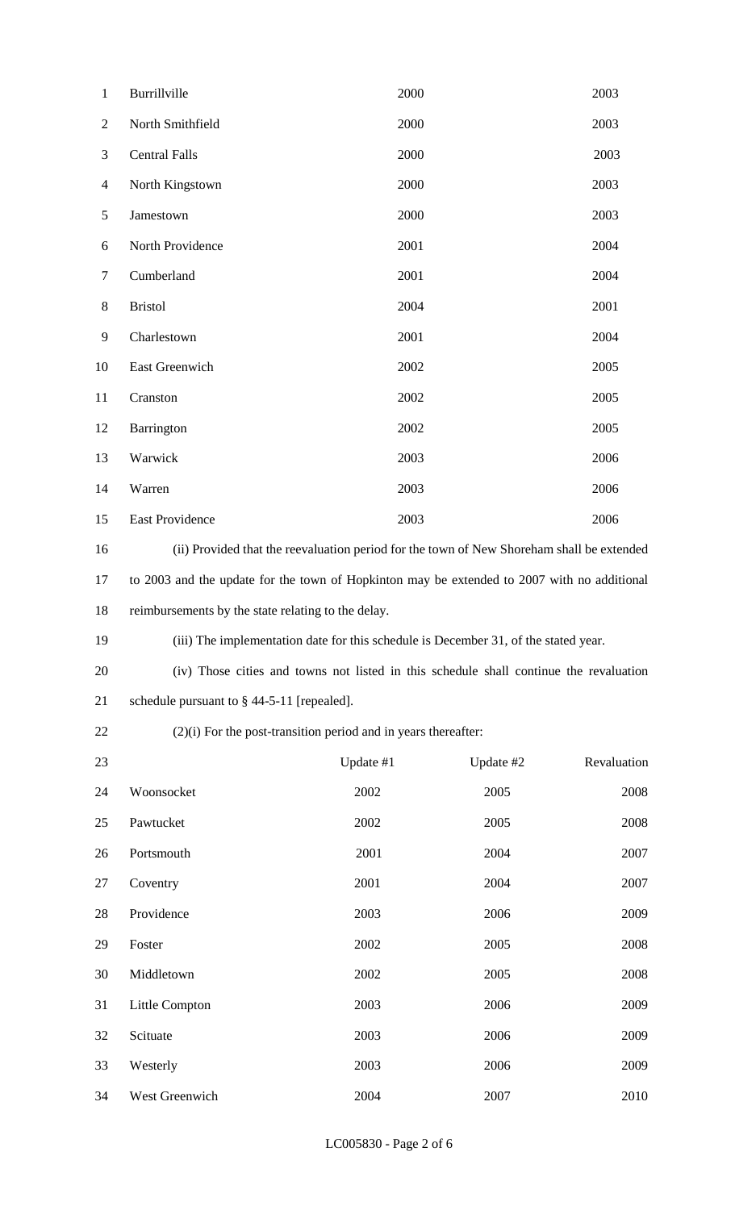| | | |
|---|---|---|
| Burrillville | 2000 | 2003 |
| North Smithfield | 2000 | 2003 |
| Central Falls | 2000 | 2003 |
| North Kingstown | 2000 | 2003 |
| Jamestown | 2000 | 2003 |
| North Providence | 2001 | 2004 |
| Cumberland | 2001 | 2004 |
| Bristol | 2004 | 2001 |
| Charlestown | 2001 | 2004 |
| East Greenwich | 2002 | 2005 |
| Cranston | 2002 | 2005 |
| Barrington | 2002 | 2005 |
| Warwick | 2003 | 2006 |
| Warren | 2003 | 2006 |
| East Providence | 2003 | 2006 |

(ii) Provided that the reevaluation period for the town of New Shoreham shall be extended to 2003 and the update for the town of Hopkinton may be extended to 2007 with no additional reimbursements by the state relating to the delay.

(iii) The implementation date for this schedule is December 31, of the stated year.

(iv) Those cities and towns not listed in this schedule shall continue the revaluation schedule pursuant to § 44-5-11 [repealed].

(2)(i) For the post-transition period and in years thereafter:

| | Update #1 | Update #2 | Revaluation |
|---|---|---|---|
| Woonsocket | 2002 | 2005 | 2008 |
| Pawtucket | 2002 | 2005 | 2008 |
| Portsmouth | 2001 | 2004 | 2007 |
| Coventry | 2001 | 2004 | 2007 |
| Providence | 2003 | 2006 | 2009 |
| Foster | 2002 | 2005 | 2008 |
| Middletown | 2002 | 2005 | 2008 |
| Little Compton | 2003 | 2006 | 2009 |
| Scituate | 2003 | 2006 | 2009 |
| Westerly | 2003 | 2006 | 2009 |
| West Greenwich | 2004 | 2007 | 2010 |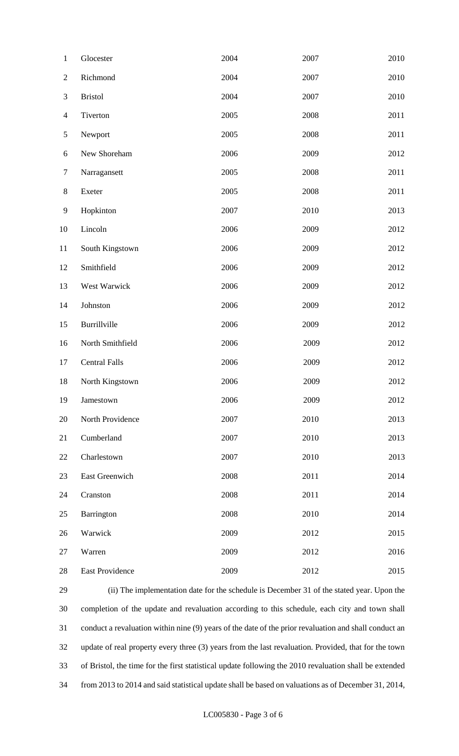| | | | |
|---|---|---|---|
| Glocester | 2004 | 2007 | 2010 |
| Richmond | 2004 | 2007 | 2010 |
| Bristol | 2004 | 2007 | 2010 |
| Tiverton | 2005 | 2008 | 2011 |
| Newport | 2005 | 2008 | 2011 |
| New Shoreham | 2006 | 2009 | 2012 |
| Narragansett | 2005 | 2008 | 2011 |
| Exeter | 2005 | 2008 | 2011 |
| Hopkinton | 2007 | 2010 | 2013 |
| Lincoln | 2006 | 2009 | 2012 |
| South Kingstown | 2006 | 2009 | 2012 |
| Smithfield | 2006 | 2009 | 2012 |
| West Warwick | 2006 | 2009 | 2012 |
| Johnston | 2006 | 2009 | 2012 |
| Burrillville | 2006 | 2009 | 2012 |
| North Smithfield | 2006 | 2009 | 2012 |
| Central Falls | 2006 | 2009 | 2012 |
| North Kingstown | 2006 | 2009 | 2012 |
| Jamestown | 2006 | 2009 | 2012 |
| North Providence | 2007 | 2010 | 2013 |
| Cumberland | 2007 | 2010 | 2013 |
| Charlestown | 2007 | 2010 | 2013 |
| East Greenwich | 2008 | 2011 | 2014 |
| Cranston | 2008 | 2011 | 2014 |
| Barrington | 2008 | 2010 | 2014 |
| Warwick | 2009 | 2012 | 2015 |
| Warren | 2009 | 2012 | 2016 |
| East Providence | 2009 | 2012 | 2015 |

(ii) The implementation date for the schedule is December 31 of the stated year. Upon the completion of the update and revaluation according to this schedule, each city and town shall conduct a revaluation within nine (9) years of the date of the prior revaluation and shall conduct an update of real property every three (3) years from the last revaluation. Provided, that for the town of Bristol, the time for the first statistical update following the 2010 revaluation shall be extended from 2013 to 2014 and said statistical update shall be based on valuations as of December 31, 2014,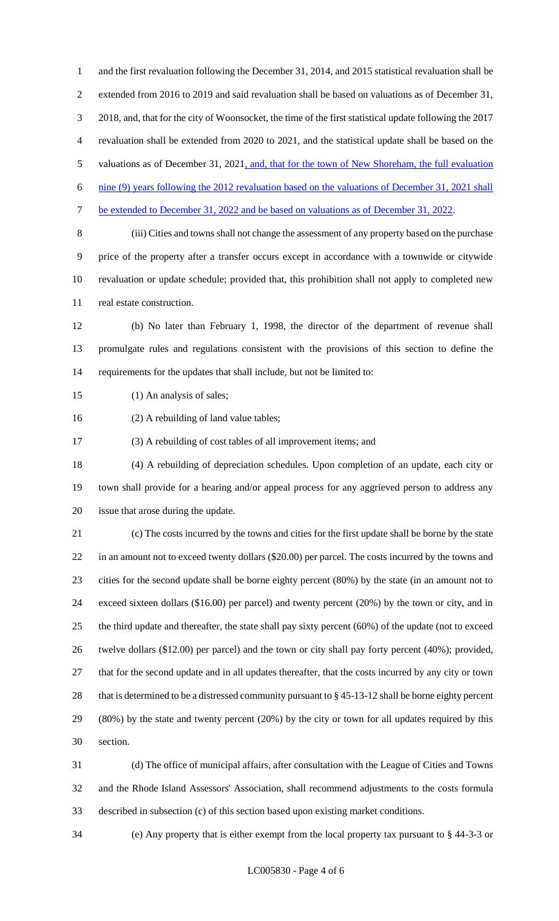and the first revaluation following the December 31, 2014, and 2015 statistical revaluation shall be extended from 2016 to 2019 and said revaluation shall be based on valuations as of December 31, 2018, and, that for the city of Woonsocket, the time of the first statistical update following the 2017 revaluation shall be extended from 2020 to 2021, and the statistical update shall be based on the valuations as of December 31, 2021, and, that for the town of New Shoreham, the full evaluation nine (9) years following the 2012 revaluation based on the valuations of December 31, 2021 shall be extended to December 31, 2022 and be based on valuations as of December 31, 2022.

(iii) Cities and towns shall not change the assessment of any property based on the purchase price of the property after a transfer occurs except in accordance with a townwide or citywide revaluation or update schedule; provided that, this prohibition shall not apply to completed new real estate construction.

(b) No later than February 1, 1998, the director of the department of revenue shall promulgate rules and regulations consistent with the provisions of this section to define the requirements for the updates that shall include, but not be limited to:

(1) An analysis of sales;

(2) A rebuilding of land value tables;

(3) A rebuilding of cost tables of all improvement items; and

(4) A rebuilding of depreciation schedules. Upon completion of an update, each city or town shall provide for a hearing and/or appeal process for any aggrieved person to address any issue that arose during the update.

(c) The costs incurred by the towns and cities for the first update shall be borne by the state in an amount not to exceed twenty dollars ($20.00) per parcel. The costs incurred by the towns and cities for the second update shall be borne eighty percent (80%) by the state (in an amount not to exceed sixteen dollars ($16.00) per parcel) and twenty percent (20%) by the town or city, and in the third update and thereafter, the state shall pay sixty percent (60%) of the update (not to exceed twelve dollars ($12.00) per parcel) and the town or city shall pay forty percent (40%); provided, that for the second update and in all updates thereafter, that the costs incurred by any city or town that is determined to be a distressed community pursuant to § 45-13-12 shall be borne eighty percent (80%) by the state and twenty percent (20%) by the city or town for all updates required by this section.

(d) The office of municipal affairs, after consultation with the League of Cities and Towns and the Rhode Island Assessors' Association, shall recommend adjustments to the costs formula described in subsection (c) of this section based upon existing market conditions.

(e) Any property that is either exempt from the local property tax pursuant to § 44-3-3 or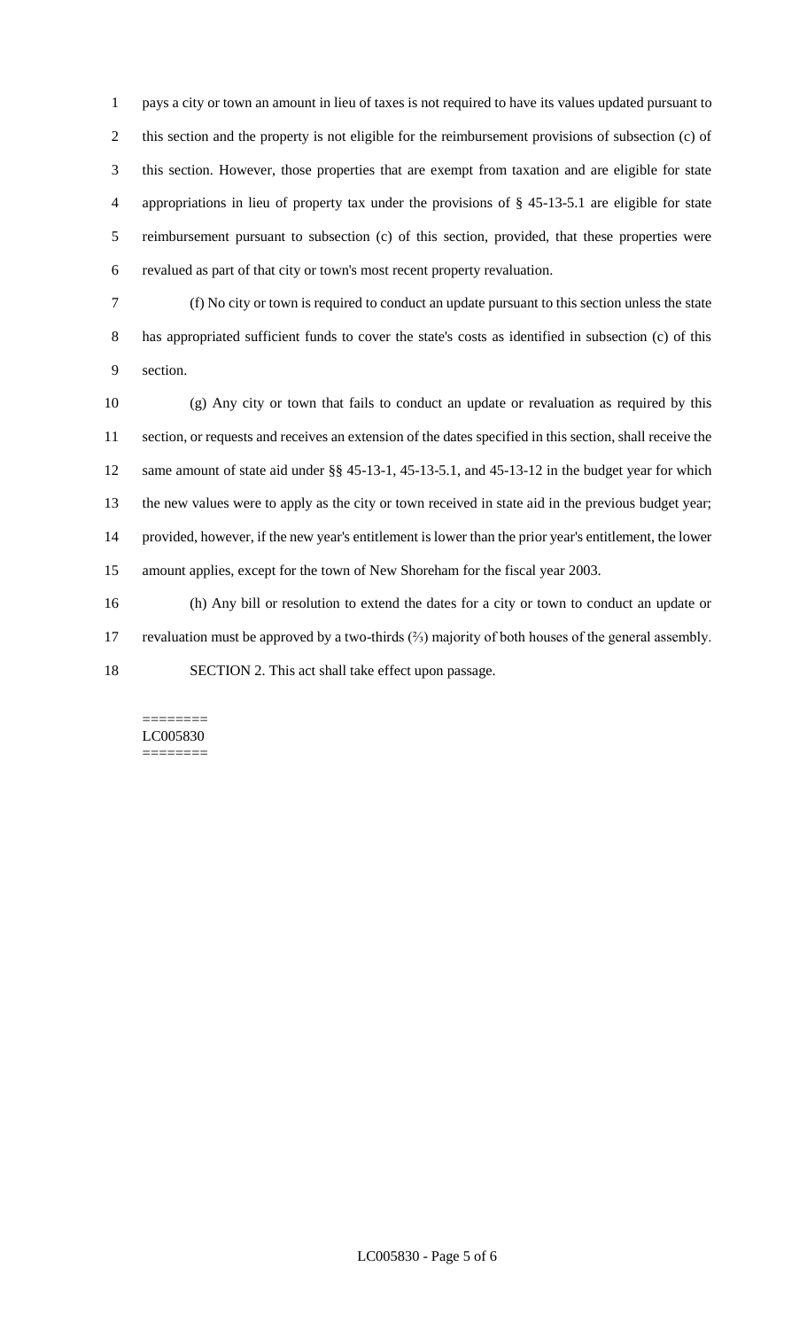pays a city or town an amount in lieu of taxes is not required to have its values updated pursuant to this section and the property is not eligible for the reimbursement provisions of subsection (c) of this section. However, those properties that are exempt from taxation and are eligible for state appropriations in lieu of property tax under the provisions of § 45-13-5.1 are eligible for state reimbursement pursuant to subsection (c) of this section, provided, that these properties were revalued as part of that city or town's most recent property revaluation.

(f) No city or town is required to conduct an update pursuant to this section unless the state has appropriated sufficient funds to cover the state's costs as identified in subsection (c) of this section.

(g) Any city or town that fails to conduct an update or revaluation as required by this section, or requests and receives an extension of the dates specified in this section, shall receive the same amount of state aid under §§ 45-13-1, 45-13-5.1, and 45-13-12 in the budget year for which the new values were to apply as the city or town received in state aid in the previous budget year; provided, however, if the new year's entitlement is lower than the prior year's entitlement, the lower amount applies, except for the town of New Shoreham for the fiscal year 2003.

(h) Any bill or resolution to extend the dates for a city or town to conduct an update or revaluation must be approved by a two-thirds (⅔) majority of both houses of the general assembly.

SECTION 2. This act shall take effect upon passage.

========
LC005830
========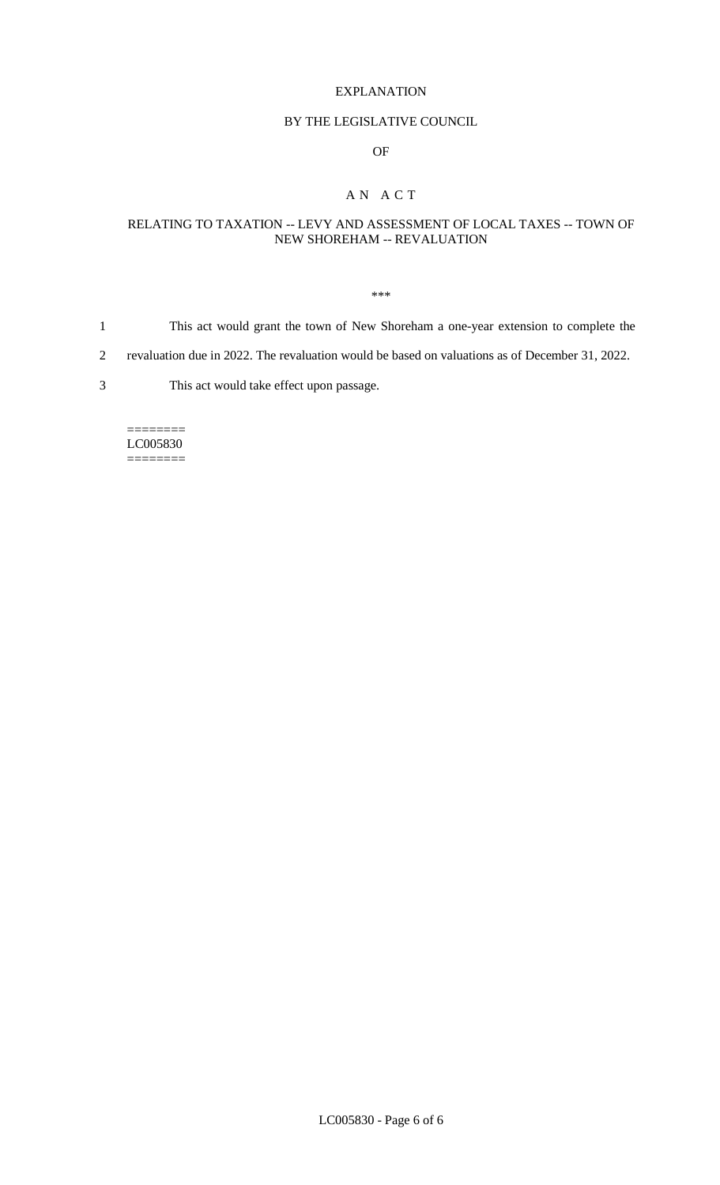EXPLANATION

BY THE LEGISLATIVE COUNCIL

OF

A N A C T

RELATING TO TAXATION -- LEVY AND ASSESSMENT OF LOCAL TAXES -- TOWN OF NEW SHOREHAM -- REVALUATION

\*\*\*

1 This act would grant the town of New Shoreham a one-year extension to complete the
2 revaluation due in 2022. The revaluation would be based on valuations as of December 31, 2022.
3 This act would take effect upon passage.

========
LC005830
========